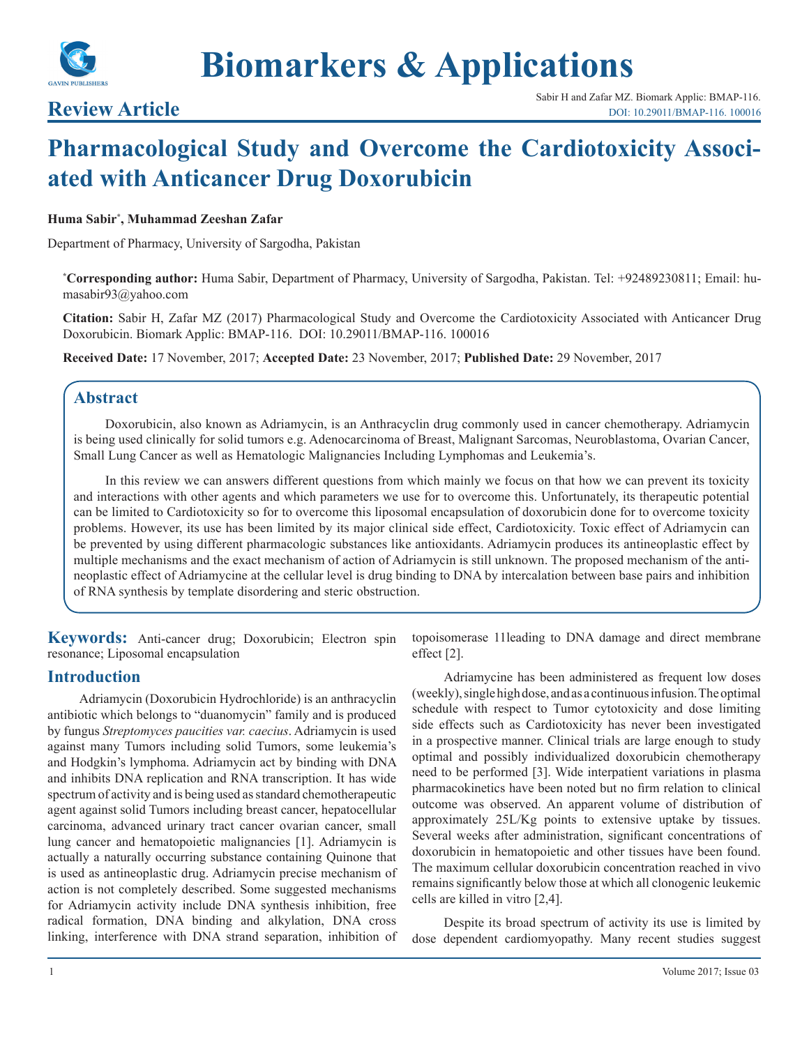# Biomarkers & Applications

## Review Article

Sabir H and Zafar MZ. Biomark Applic: BMAP-116.
DOI: 10.29011/BMAP-116. 100016

# Pharmacological Study and Overcome the Cardiotoxicity Associated with Anticancer Drug Doxorubicin

**Huma Sabir*, Muhammad Zeeshan Zafar**

Department of Pharmacy, University of Sargodha, Pakistan

***Corresponding author:** Huma Sabir, Department of Pharmacy, University of Sargodha, Pakistan. Tel: +92489230811; Email: humasabir93@yahoo.com

**Citation:** Sabir H, Zafar MZ (2017) Pharmacological Study and Overcome the Cardiotoxicity Associated with Anticancer Drug Doxorubicin. Biomark Applic: BMAP-116. DOI: 10.29011/BMAP-116. 100016

**Received Date:** 17 November, 2017; **Accepted Date:** 23 November, 2017; **Published Date:** 29 November, 2017

## Abstract

Doxorubicin, also known as Adriamycin, is an Anthracyclin drug commonly used in cancer chemotherapy. Adriamycin is being used clinically for solid tumors e.g. Adenocarcinoma of Breast, Malignant Sarcomas, Neuroblastoma, Ovarian Cancer, Small Lung Cancer as well as Hematologic Malignancies Including Lymphomas and Leukemia's.

In this review we can answers different questions from which mainly we focus on that how we can prevent its toxicity and interactions with other agents and which parameters we use for to overcome this. Unfortunately, its therapeutic potential can be limited to Cardiotoxicity so for to overcome this liposomal encapsulation of doxorubicin done for to overcome toxicity problems. However, its use has been limited by its major clinical side effect, Cardiotoxicity. Toxic effect of Adriamycin can be prevented by using different pharmacologic substances like antioxidants. Adriamycin produces its antineoplastic effect by multiple mechanisms and the exact mechanism of action of Adriamycin is still unknown. The proposed mechanism of the antineoplastic effect of Adriamycine at the cellular level is drug binding to DNA by intercalation between base pairs and inhibition of RNA synthesis by template disordering and steric obstruction.

**Keywords:** Anti-cancer drug; Doxorubicin; Electron spin resonance; Liposomal encapsulation

## Introduction

Adriamycin (Doxorubicin Hydrochloride) is an anthracyclin antibiotic which belongs to "duanomycin" family and is produced by fungus *Streptomyces paucities var. caecius*. Adriamycin is used against many Tumors including solid Tumors, some leukemia's and Hodgkin's lymphoma. Adriamycin act by binding with DNA and inhibits DNA replication and RNA transcription. It has wide spectrum of activity and is being used as standard chemotherapeutic agent against solid Tumors including breast cancer, hepatocellular carcinoma, advanced urinary tract cancer ovarian cancer, small lung cancer and hematopoietic malignancies [1]. Adriamycin is actually a naturally occurring substance containing Quinone that is used as antineoplastic drug. Adriamycin precise mechanism of action is not completely described. Some suggested mechanisms for Adriamycin activity include DNA synthesis inhibition, free radical formation, DNA binding and alkylation, DNA cross linking, interference with DNA strand separation, inhibition of topoisomerase 11leading to DNA damage and direct membrane effect [2].

Adriamycine has been administered as frequent low doses (weekly), single high dose, and as a continuous infusion. The optimal schedule with respect to Tumor cytotoxicity and dose limiting side effects such as Cardiotoxicity has never been investigated in a prospective manner. Clinical trials are large enough to study optimal and possibly individualized doxorubicin chemotherapy need to be performed [3]. Wide interpatient variations in plasma pharmacokinetics have been noted but no firm relation to clinical outcome was observed. An apparent volume of distribution of approximately 25L/Kg points to extensive uptake by tissues. Several weeks after administration, significant concentrations of doxorubicin in hematopoietic and other tissues have been found. The maximum cellular doxorubicin concentration reached in vivo remains significantly below those at which all clonogenic leukemic cells are killed in vitro [2,4].

Despite its broad spectrum of activity its use is limited by dose dependent cardiomyopathy. Many recent studies suggest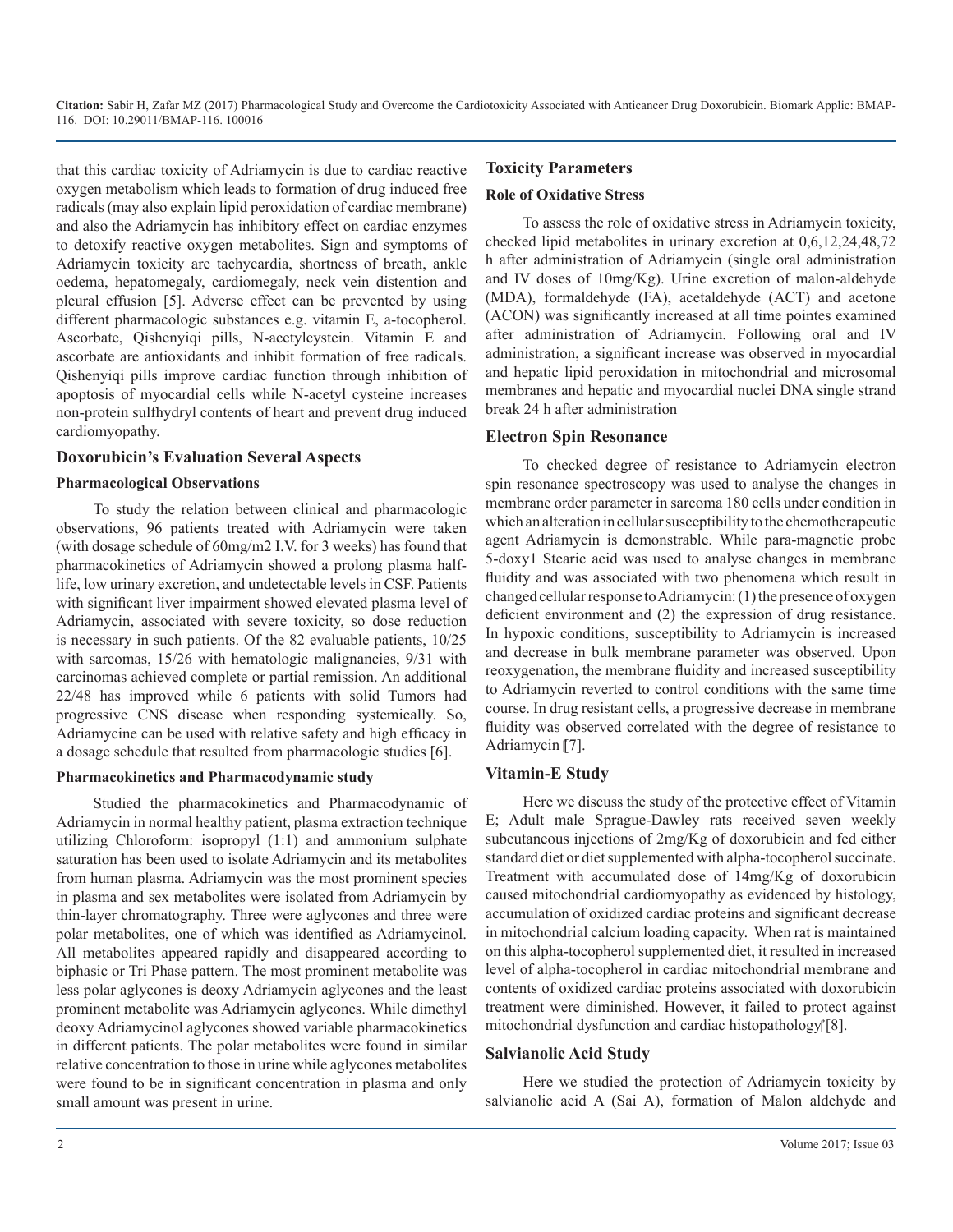that this cardiac toxicity of Adriamycin is due to cardiac reactive oxygen metabolism which leads to formation of drug induced free radicals (may also explain lipid peroxidation of cardiac membrane) and also the Adriamycin has inhibitory effect on cardiac enzymes to detoxify reactive oxygen metabolites. Sign and symptoms of Adriamycin toxicity are tachycardia, shortness of breath, ankle oedema, hepatomegaly, cardiomegaly, neck vein distention and pleural effusion [5]. Adverse effect can be prevented by using different pharmacologic substances e.g. vitamin E, a-tocopherol. Ascorbate, Qishenyiqi pills, N-acetylcystein. Vitamin E and ascorbate are antioxidants and inhibit formation of free radicals. Qishenyiqi pills improve cardiac function through inhibition of apoptosis of myocardial cells while N-acetyl cysteine increases non-protein sulfhydryl contents of heart and prevent drug induced cardiomyopathy.

## Doxorubicin's Evaluation Several Aspects

### Pharmacological Observations

To study the relation between clinical and pharmacologic observations, 96 patients treated with Adriamycin were taken (with dosage schedule of 60mg/m2 I.V. for 3 weeks) has found that pharmacokinetics of Adriamycin showed a prolong plasma half-life, low urinary excretion, and undetectable levels in CSF. Patients with significant liver impairment showed elevated plasma level of Adriamycin, associated with severe toxicity, so dose reduction is necessary in such patients. Of the 82 evaluable patients, 10/25 with sarcomas, 15/26 with hematologic malignancies, 9/31 with carcinomas achieved complete or partial remission. An additional 22/48 has improved while 6 patients with solid Tumors had progressive CNS disease when responding systemically. So, Adriamycine can be used with relative safety and high efficacy in a dosage schedule that resulted from pharmacologic studies [6].

### Pharmacokinetics and Pharmacodynamic study

Studied the pharmacokinetics and Pharmacodynamic of Adriamycin in normal healthy patient, plasma extraction technique utilizing Chloroform: isopropyl (1:1) and ammonium sulphate saturation has been used to isolate Adriamycin and its metabolites from human plasma. Adriamycin was the most prominent species in plasma and sex metabolites were isolated from Adriamycin by thin-layer chromatography. Three were aglycones and three were polar metabolites, one of which was identified as Adriamycinol. All metabolites appeared rapidly and disappeared according to biphasic or Tri Phase pattern. The most prominent metabolite was less polar aglycones is deoxy Adriamycin aglycones and the least prominent metabolite was Adriamycin aglycones. While dimethyl deoxy Adriamycinol aglycones showed variable pharmacokinetics in different patients. The polar metabolites were found in similar relative concentration to those in urine while aglycones metabolites were found to be in significant concentration in plasma and only small amount was present in urine.

## Toxicity Parameters

### Role of Oxidative Stress

To assess the role of oxidative stress in Adriamycin toxicity, checked lipid metabolites in urinary excretion at 0,6,12,24,48,72 h after administration of Adriamycin (single oral administration and IV doses of 10mg/Kg). Urine excretion of malon-aldehyde (MDA), formaldehyde (FA), acetaldehyde (ACT) and acetone (ACON) was significantly increased at all time pointes examined after administration of Adriamycin. Following oral and IV administration, a significant increase was observed in myocardial and hepatic lipid peroxidation in mitochondrial and microsomal membranes and hepatic and myocardial nuclei DNA single strand break 24 h after administration

## Electron Spin Resonance

To checked degree of resistance to Adriamycin electron spin resonance spectroscopy was used to analyse the changes in membrane order parameter in sarcoma 180 cells under condition in which an alteration in cellular susceptibility to the chemotherapeutic agent Adriamycin is demonstrable. While para-magnetic probe 5-doxy1 Stearic acid was used to analyse changes in membrane fluidity and was associated with two phenomena which result in changed cellular response to Adriamycin: (1) the presence of oxygen deficient environment and (2) the expression of drug resistance. In hypoxic conditions, susceptibility to Adriamycin is increased and decrease in bulk membrane parameter was observed. Upon reoxygenation, the membrane fluidity and increased susceptibility to Adriamycin reverted to control conditions with the same time course. In drug resistant cells, a progressive decrease in membrane fluidity was observed correlated with the degree of resistance to Adriamycin [7].

## Vitamin-E Study

Here we discuss the study of the protective effect of Vitamin E; Adult male Sprague-Dawley rats received seven weekly subcutaneous injections of 2mg/Kg of doxorubicin and fed either standard diet or diet supplemented with alpha-tocopherol succinate. Treatment with accumulated dose of 14mg/Kg of doxorubicin caused mitochondrial cardiomyopathy as evidenced by histology, accumulation of oxidized cardiac proteins and significant decrease in mitochondrial calcium loading capacity. When rat is maintained on this alpha-tocopherol supplemented diet, it resulted in increased level of alpha-tocopherol in cardiac mitochondrial membrane and contents of oxidized cardiac proteins associated with doxorubicin treatment were diminished. However, it failed to protect against mitochondrial dysfunction and cardiac histopathology [8].

## Salvianolic Acid Study

Here we studied the protection of Adriamycin toxicity by salvianolic acid A (Sai A), formation of Malon aldehyde and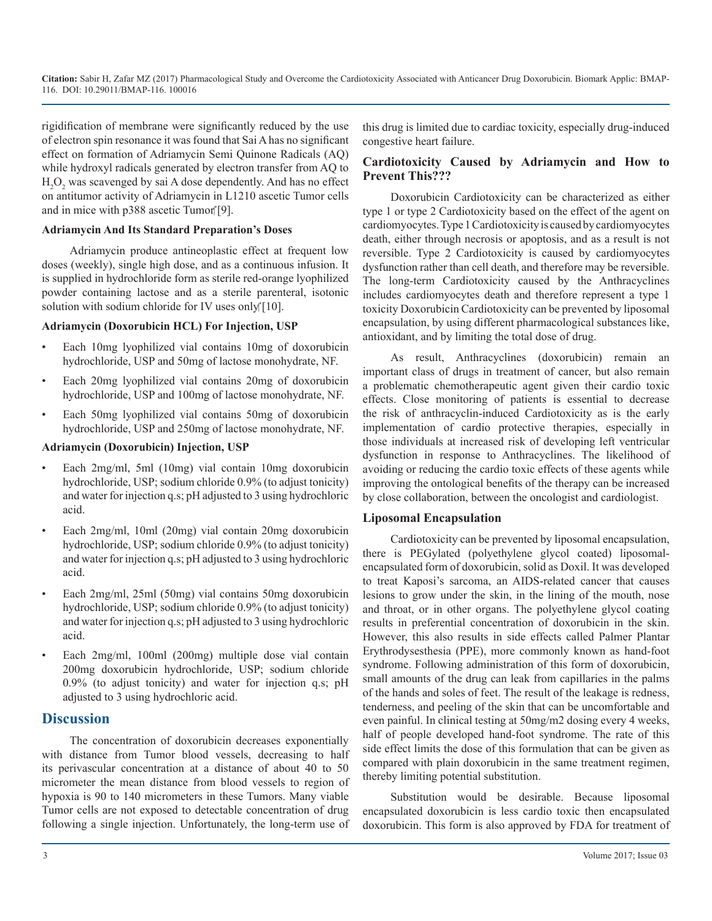rigidification of membrane were significantly reduced by the use of electron spin resonance it was found that Sai A has no significant effect on formation of Adriamycin Semi Quinone Radicals (AQ) while hydroxyl radicals generated by electron transfer from AQ to $H_2O_2$ was scavenged by sai A dose dependently. And has no effect on antitumor activity of Adriamycin in L1210 ascetic Tumor cells and in mice with p388 ascetic Tumor [9].

### Adriamycin And Its Standard Preparation's Doses

Adriamycin produce antineoplastic effect at frequent low doses (weekly), single high dose, and as a continuous infusion. It is supplied in hydrochloride form as sterile red-orange lyophilized powder containing lactose and as a sterile parenteral, isotonic solution with sodium chloride for IV uses only [10].

### Adriamycin (Doxorubicin HCL) For Injection, USP

- Each 10mg lyophilized vial contains 10mg of doxorubicin hydrochloride, USP and 50mg of lactose monohydrate, NF.
- Each 20mg lyophilized vial contains 20mg of doxorubicin hydrochloride, USP and 100mg of lactose monohydrate, NF.
- Each 50mg lyophilized vial contains 50mg of doxorubicin hydrochloride, USP and 250mg of lactose monohydrate, NF.

### Adriamycin (Doxorubicin) Injection, USP

- Each 2mg/ml, 5ml (10mg) vial contain 10mg doxorubicin hydrochloride, USP; sodium chloride 0.9% (to adjust tonicity) and water for injection q.s; pH adjusted to 3 using hydrochloric acid.
- Each 2mg/ml, 10ml (20mg) vial contain 20mg doxorubicin hydrochloride, USP; sodium chloride 0.9% (to adjust tonicity) and water for injection q.s; pH adjusted to 3 using hydrochloric acid.
- Each 2mg/ml, 25ml (50mg) vial contains 50mg doxorubicin hydrochloride, USP; sodium chloride 0.9% (to adjust tonicity) and water for injection q.s; pH adjusted to 3 using hydrochloric acid.
- Each 2mg/ml, 100ml (200mg) multiple dose vial contain 200mg doxorubicin hydrochloride, USP; sodium chloride 0.9% (to adjust tonicity) and water for injection q.s; pH adjusted to 3 using hydrochloric acid.

## Discussion

The concentration of doxorubicin decreases exponentially with distance from Tumor blood vessels, decreasing to half its perivascular concentration at a distance of about 40 to 50 micrometer the mean distance from blood vessels to region of hypoxia is 90 to 140 micrometers in these Tumors. Many viable Tumor cells are not exposed to detectable concentration of drug following a single injection. Unfortunately, the long-term use of this drug is limited due to cardiac toxicity, especially drug-induced congestive heart failure.

### Cardiotoxicity Caused by Adriamycin and How to Prevent This???

Doxorubicin Cardiotoxicity can be characterized as either type 1 or type 2 Cardiotoxicity based on the effect of the agent on cardiomyocytes. Type 1 Cardiotoxicity is caused by cardiomyocytes death, either through necrosis or apoptosis, and as a result is not reversible. Type 2 Cardiotoxicity is caused by cardiomyocytes dysfunction rather than cell death, and therefore may be reversible. The long-term Cardiotoxicity caused by the Anthracyclines includes cardiomyocytes death and therefore represent a type 1 toxicity Doxorubicin Cardiotoxicity can be prevented by liposomal encapsulation, by using different pharmacological substances like, antioxidant, and by limiting the total dose of drug.

As result, Anthracyclines (doxorubicin) remain an important class of drugs in treatment of cancer, but also remain a problematic chemotherapeutic agent given their cardio toxic effects. Close monitoring of patients is essential to decrease the risk of anthracyclin-induced Cardiotoxicity as is the early implementation of cardio protective therapies, especially in those individuals at increased risk of developing left ventricular dysfunction in response to Anthracyclines. The likelihood of avoiding or reducing the cardio toxic effects of these agents while improving the ontological benefits of the therapy can be increased by close collaboration, between the oncologist and cardiologist.

### Liposomal Encapsulation

Cardiotoxicity can be prevented by liposomal encapsulation, there is PEGylated (polyethylene glycol coated) liposomal-encapsulated form of doxorubicin, solid as Doxil. It was developed to treat Kaposi's sarcoma, an AIDS-related cancer that causes lesions to grow under the skin, in the lining of the mouth, nose and throat, or in other organs. The polyethylene glycol coating results in preferential concentration of doxorubicin in the skin. However, this also results in side effects called Palmer Plantar Erythrodysesthesia (PPE), more commonly known as hand-foot syndrome. Following administration of this form of doxorubicin, small amounts of the drug can leak from capillaries in the palms of the hands and soles of feet. The result of the leakage is redness, tenderness, and peeling of the skin that can be uncomfortable and even painful. In clinical testing at 50mg/m2 dosing every 4 weeks, half of people developed hand-foot syndrome. The rate of this side effect limits the dose of this formulation that can be given as compared with plain doxorubicin in the same treatment regimen, thereby limiting potential substitution.

Substitution would be desirable. Because liposomal encapsulated doxorubicin is less cardio toxic then encapsulated doxorubicin. This form is also approved by FDA for treatment of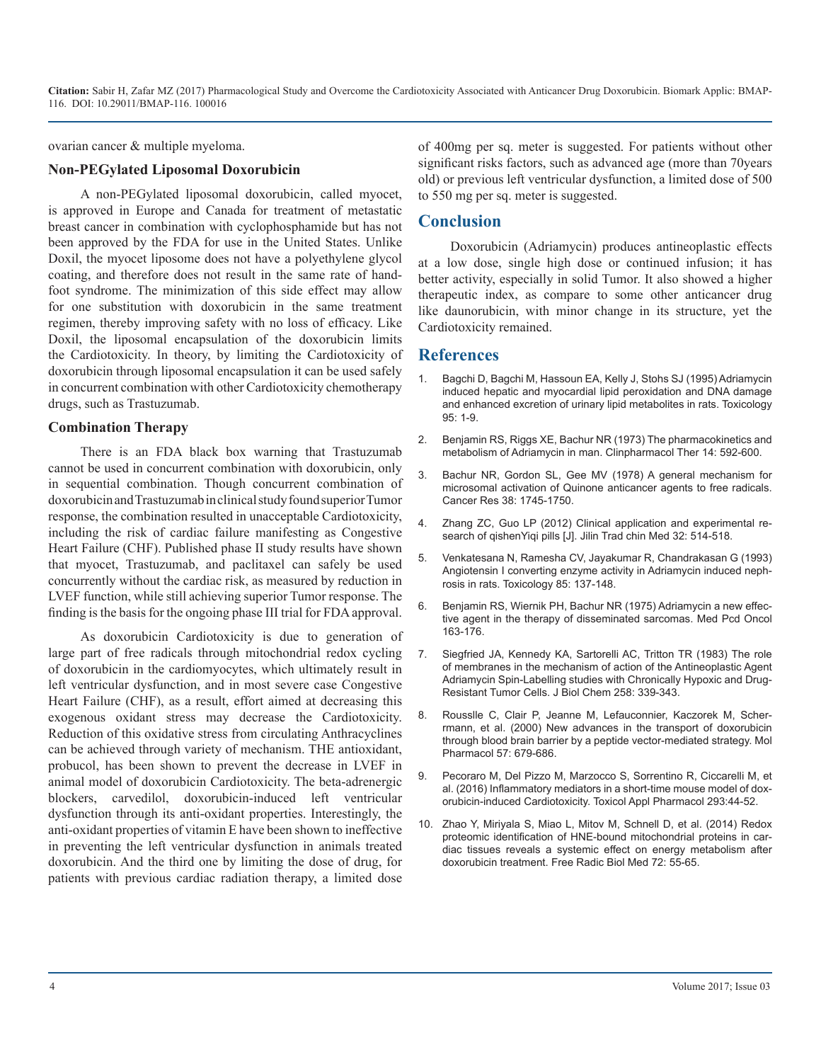ovarian cancer & multiple myeloma.

### Non-PEGylated Liposomal Doxorubicin

A non-PEGylated liposomal doxorubicin, called myocet, is approved in Europe and Canada for treatment of metastatic breast cancer in combination with cyclophosphamide but has not been approved by the FDA for use in the United States. Unlike Doxil, the myocet liposome does not have a polyethylene glycol coating, and therefore does not result in the same rate of hand-foot syndrome. The minimization of this side effect may allow for one substitution with doxorubicin in the same treatment regimen, thereby improving safety with no loss of efficacy. Like Doxil, the liposomal encapsulation of the doxorubicin limits the Cardiotoxicity. In theory, by limiting the Cardiotoxicity of doxorubicin through liposomal encapsulation it can be used safely in concurrent combination with other Cardiotoxicity chemotherapy drugs, such as Trastuzumab.

### Combination Therapy

There is an FDA black box warning that Trastuzumab cannot be used in concurrent combination with doxorubicin, only in sequential combination. Though concurrent combination of doxorubicin and Trastuzumab in clinical study found superior Tumor response, the combination resulted in unacceptable Cardiotoxicity, including the risk of cardiac failure manifesting as Congestive Heart Failure (CHF). Published phase II study results have shown that myocet, Trastuzumab, and paclitaxel can safely be used concurrently without the cardiac risk, as measured by reduction in LVEF function, while still achieving superior Tumor response. The finding is the basis for the ongoing phase III trial for FDA approval.

As doxorubicin Cardiotoxicity is due to generation of large part of free radicals through mitochondrial redox cycling of doxorubicin in the cardiomyocytes, which ultimately result in left ventricular dysfunction, and in most severe case Congestive Heart Failure (CHF), as a result, effort aimed at decreasing this exogenous oxidant stress may decrease the Cardiotoxicity. Reduction of this oxidative stress from circulating Anthracyclines can be achieved through variety of mechanism. THE antioxidant, probucol, has been shown to prevent the decrease in LVEF in animal model of doxorubicin Cardiotoxicity. The beta-adrenergic blockers, carvedilol, doxorubicin-induced left ventricular dysfunction through its anti-oxidant properties. Interestingly, the anti-oxidant properties of vitamin E have been shown to ineffective in preventing the left ventricular dysfunction in animals treated doxorubicin. And the third one by limiting the dose of drug, for patients with previous cardiac radiation therapy, a limited dose of 400mg per sq. meter is suggested. For patients without other significant risks factors, such as advanced age (more than 70years old) or previous left ventricular dysfunction, a limited dose of 500 to 550 mg per sq. meter is suggested.

## Conclusion

Doxorubicin (Adriamycin) produces antineoplastic effects at a low dose, single high dose or continued infusion; it has better activity, especially in solid Tumor. It also showed a higher therapeutic index, as compare to some other anticancer drug like daunorubicin, with minor change in its structure, yet the Cardiotoxicity remained.

## References

1. Bagchi D, Bagchi M, Hassoun EA, Kelly J, Stohs SJ (1995) Adriamycin induced hepatic and myocardial lipid peroxidation and DNA damage and enhanced excretion of urinary lipid metabolites in rats. Toxicology 95: 1-9.
2. Benjamin RS, Riggs XE, Bachur NR (1973) The pharmacokinetics and metabolism of Adriamycin in man. Clinpharmacol Ther 14: 592-600.
3. Bachur NR, Gordon SL, Gee MV (1978) A general mechanism for microsomal activation of Quinone anticancer agents to free radicals. Cancer Res 38: 1745-1750.
4. Zhang ZC, Guo LP (2012) Clinical application and experimental research of qishenYiqi pills [J]. Jilin Trad chin Med 32: 514-518.
5. Venkatesana N, Ramesha CV, Jayakumar R, Chandrakasan G (1993) Angiotensin I converting enzyme activity in Adriamycin induced nephrosis in rats. Toxicology 85: 137-148.
6. Benjamin RS, Wiernik PH, Bachur NR (1975) Adriamycin a new effective agent in the therapy of disseminated sarcomas. Med Pcd Oncol 163-176.
7. Siegfried JA, Kennedy KA, Sartorelli AC, Tritton TR (1983) The role of membranes in the mechanism of action of the Antineoplastic Agent Adriamycin Spin-Labelling studies with Chronically Hypoxic and Drug-Resistant Tumor Cells. J Biol Chem 258: 339-343.
8. Rousslle C, Clair P, Jeanne M, Lefauconnier, Kaczorek M, Scherrmann, et al. (2000) New advances in the transport of doxorubicin through blood brain barrier by a peptide vector-mediated strategy. Mol Pharmacol 57: 679-686.
9. Pecoraro M, Del Pizzo M, Marzocco S, Sorrentino R, Ciccarelli M, et al. (2016) Inflammatory mediators in a short-time mouse model of doxorubicin-induced Cardiotoxicity. Toxicol Appl Pharmacol 293:44-52.
10. Zhao Y, Miriyala S, Miao L, Mitov M, Schnell D, et al. (2014) Redox proteomic identification of HNE-bound mitochondrial proteins in cardiac tissues reveals a systemic effect on energy metabolism after doxorubicin treatment. Free Radic Biol Med 72: 55-65.